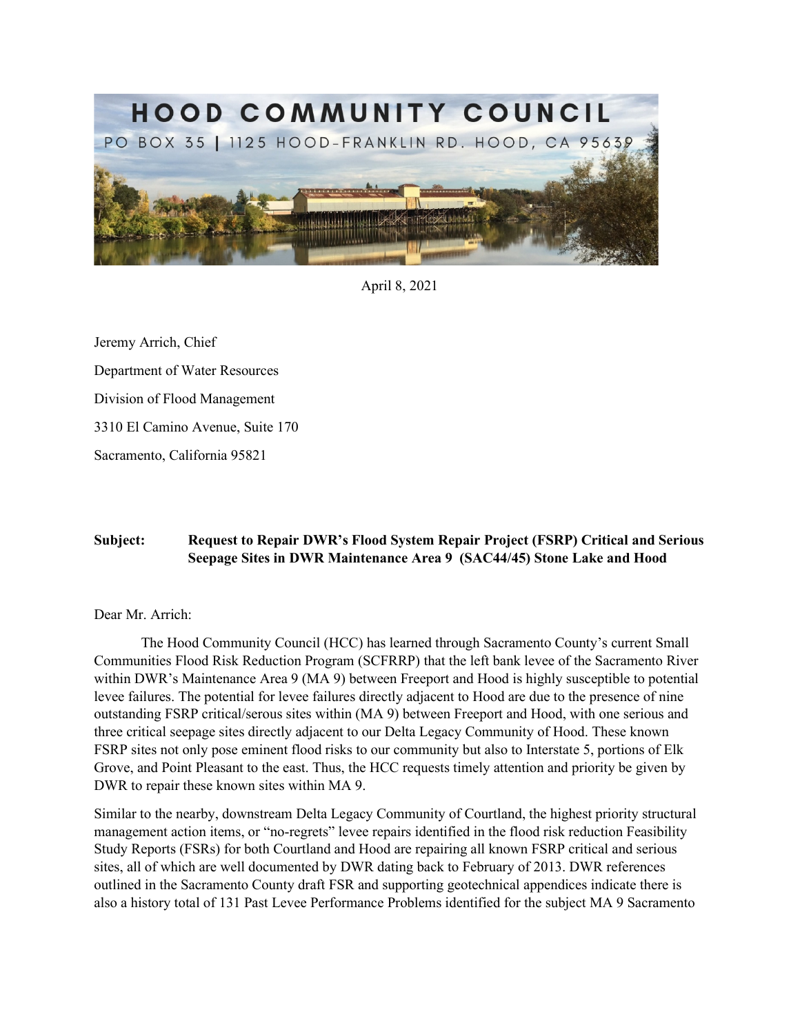# HOOD COMMUNITY COUNCIL

PO BOX 35 | 1125 HOOD-FRANKLIN RD. HOOD, CA 95639

April 8, 2021

Jeremy Arrich, Chief

Department of Water Resources

Division of Flood Management

3310 El Camino Avenue, Suite 170

Sacramento, California 95821

**Subject: Request to Repair DWR's Flood System Repair Project (FSRP) Critical and Serious Seepage Sites in DWR Maintenance Area 9 (SAC44/45) Stone Lake and Hood**

Dear Mr. Arrich:

The Hood Community Council (HCC) has learned through Sacramento County's current Small Communities Flood Risk Reduction Program (SCFRRP) that the left bank levee of the Sacramento River within DWR's Maintenance Area 9 (MA 9) between Freeport and Hood is highly susceptible to potential levee failures. The potential for levee failures directly adjacent to Hood are due to the presence of nine outstanding FSRP critical/serous sites within (MA 9) between Freeport and Hood, with one serious and three critical seepage sites directly adjacent to our Delta Legacy Community of Hood. These known FSRP sites not only pose eminent flood risks to our community but also to Interstate 5, portions of Elk Grove, and Point Pleasant to the east. Thus, the HCC requests timely attention and priority be given by DWR to repair these known sites within MA 9.

Similar to the nearby, downstream Delta Legacy Community of Courtland, the highest priority structural management action items, or "no-regrets" levee repairs identified in the flood risk reduction Feasibility Study Reports (FSRs) for both Courtland and Hood are repairing all known FSRP critical and serious sites, all of which are well documented by DWR dating back to February of 2013. DWR references outlined in the Sacramento County draft FSR and supporting geotechnical appendices indicate there is also a history total of 131 Past Levee Performance Problems identified for the subject MA 9 Sacramento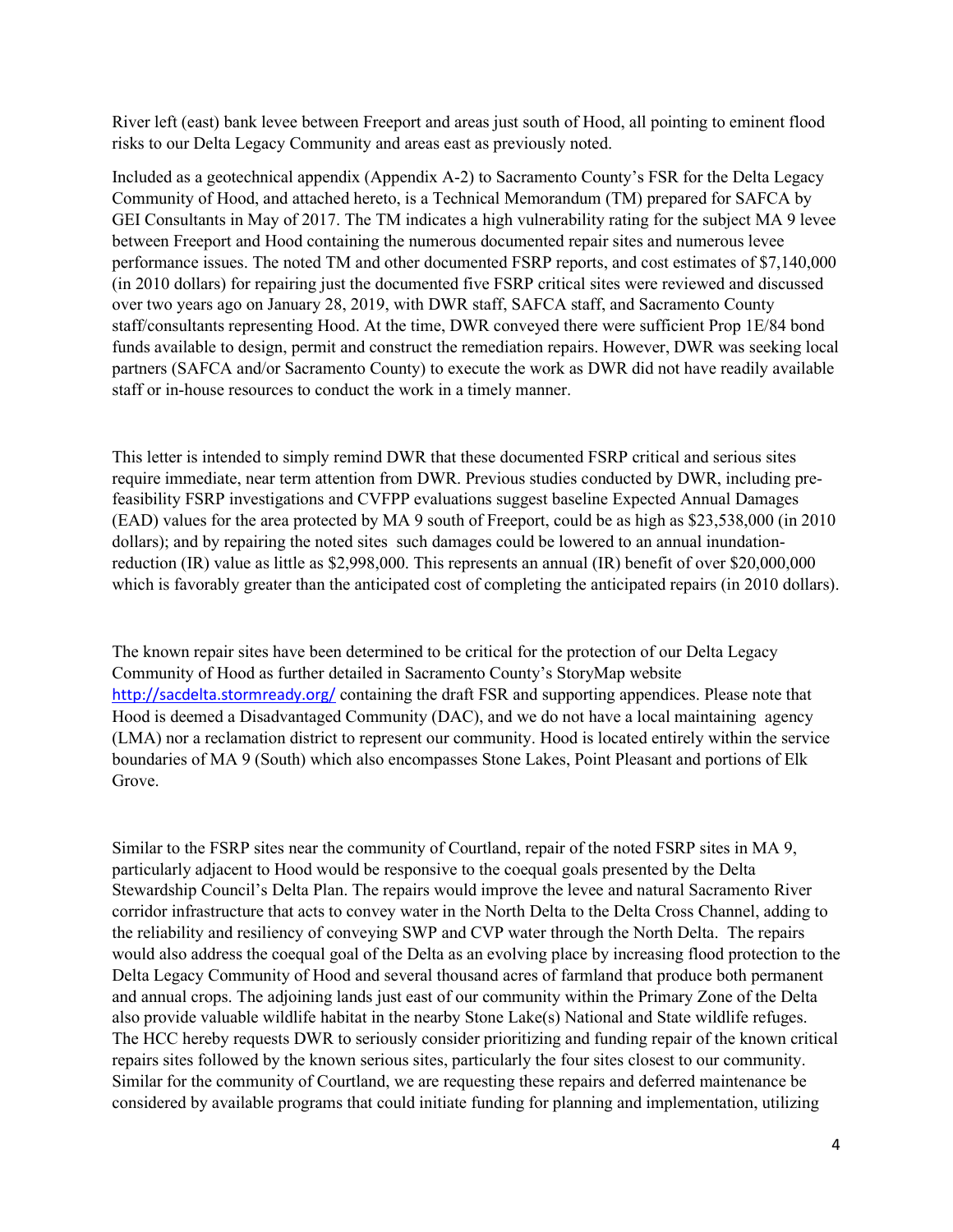River left (east) bank levee between Freeport and areas just south of Hood, all pointing to eminent flood risks to our Delta Legacy Community and areas east as previously noted.

Included as a geotechnical appendix (Appendix A-2) to Sacramento County's FSR for the Delta Legacy Community of Hood, and attached hereto, is a Technical Memorandum (TM) prepared for SAFCA by GEI Consultants in May of 2017. The TM indicates a high vulnerability rating for the subject MA 9 levee between Freeport and Hood containing the numerous documented repair sites and numerous levee performance issues. The noted TM and other documented FSRP reports, and cost estimates of $7,140,000 (in 2010 dollars) for repairing just the documented five FSRP critical sites were reviewed and discussed over two years ago on January 28, 2019, with DWR staff, SAFCA staff, and Sacramento County staff/consultants representing Hood. At the time, DWR conveyed there were sufficient Prop 1E/84 bond funds available to design, permit and construct the remediation repairs. However, DWR was seeking local partners (SAFCA and/or Sacramento County) to execute the work as DWR did not have readily available staff or in-house resources to conduct the work in a timely manner.

This letter is intended to simply remind DWR that these documented FSRP critical and serious sites require immediate, near term attention from DWR. Previous studies conducted by DWR, including pre-feasibility FSRP investigations and CVFPP evaluations suggest baseline Expected Annual Damages (EAD) values for the area protected by MA 9 south of Freeport, could be as high as $23,538,000 (in 2010 dollars); and by repairing the noted sites such damages could be lowered to an annual inundation-reduction (IR) value as little as $2,998,000. This represents an annual (IR) benefit of over $20,000,000 which is favorably greater than the anticipated cost of completing the anticipated repairs (in 2010 dollars).

The known repair sites have been determined to be critical for the protection of our Delta Legacy Community of Hood as further detailed in Sacramento County's StoryMap website http://sacdelta.stormready.org/ containing the draft FSR and supporting appendices. Please note that Hood is deemed a Disadvantaged Community (DAC), and we do not have a local maintaining agency (LMA) nor a reclamation district to represent our community. Hood is located entirely within the service boundaries of MA 9 (South) which also encompasses Stone Lakes, Point Pleasant and portions of Elk Grove.

Similar to the FSRP sites near the community of Courtland, repair of the noted FSRP sites in MA 9, particularly adjacent to Hood would be responsive to the coequal goals presented by the Delta Stewardship Council's Delta Plan. The repairs would improve the levee and natural Sacramento River corridor infrastructure that acts to convey water in the North Delta to the Delta Cross Channel, adding to the reliability and resiliency of conveying SWP and CVP water through the North Delta. The repairs would also address the coequal goal of the Delta as an evolving place by increasing flood protection to the Delta Legacy Community of Hood and several thousand acres of farmland that produce both permanent and annual crops. The adjoining lands just east of our community within the Primary Zone of the Delta also provide valuable wildlife habitat in the nearby Stone Lake(s) National and State wildlife refuges. The HCC hereby requests DWR to seriously consider prioritizing and funding repair of the known critical repairs sites followed by the known serious sites, particularly the four sites closest to our community. Similar for the community of Courtland, we are requesting these repairs and deferred maintenance be considered by available programs that could initiate funding for planning and implementation, utilizing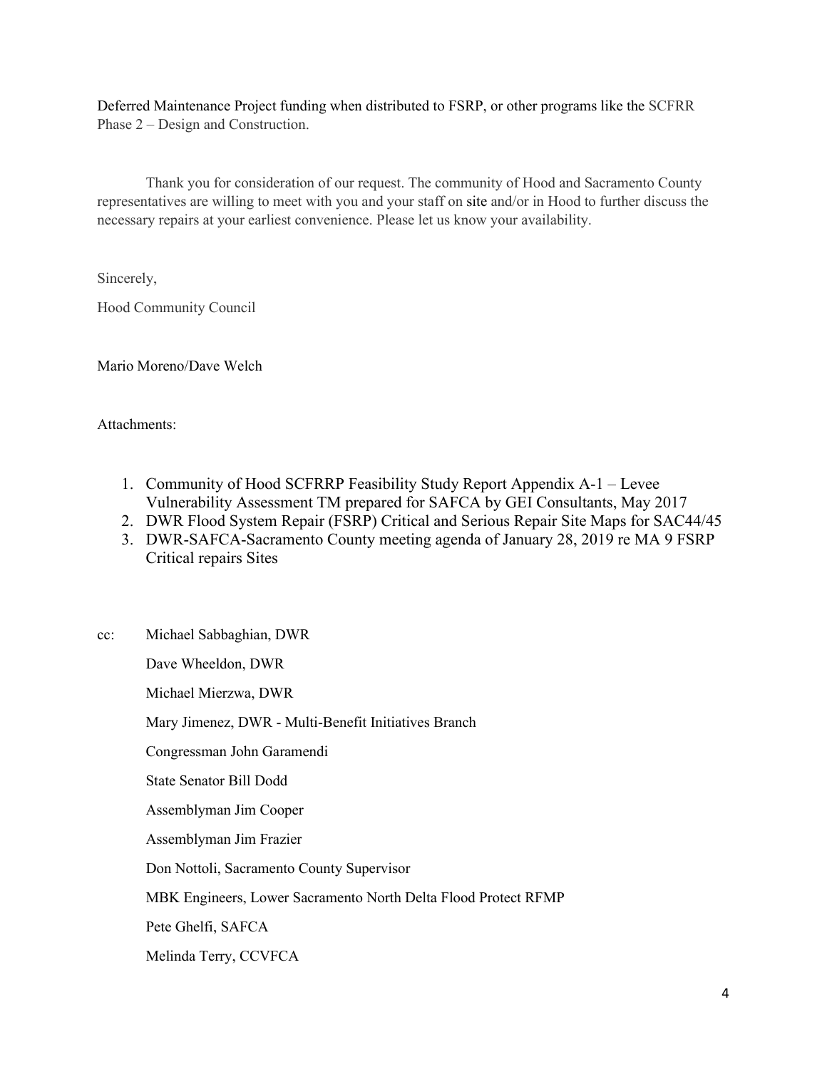Deferred Maintenance Project funding when distributed to FSRP, or other programs like the SCFRR Phase 2 – Design and Construction.

Thank you for consideration of our request. The community of Hood and Sacramento County representatives are willing to meet with you and your staff on site and/or in Hood to further discuss the necessary repairs at your earliest convenience. Please let us know your availability.

Sincerely,

Hood Community Council

Mario Moreno/Dave Welch

Attachments:

1. Community of Hood SCFRRP Feasibility Study Report Appendix A-1 – Levee Vulnerability Assessment TM prepared for SAFCA by GEI Consultants, May 2017
2. DWR Flood System Repair (FSRP) Critical and Serious Repair Site Maps for SAC44/45
3. DWR-SAFCA-Sacramento County meeting agenda of January 28, 2019 re MA 9 FSRP Critical repairs Sites

cc: Michael Sabbaghian, DWR

Dave Wheeldon, DWR

Michael Mierzwa, DWR

Mary Jimenez, DWR - Multi-Benefit Initiatives Branch

Congressman John Garamendi

State Senator Bill Dodd

Assemblyman Jim Cooper

Assemblyman Jim Frazier

Don Nottoli, Sacramento County Supervisor

MBK Engineers, Lower Sacramento North Delta Flood Protect RFMP

Pete Ghelfi, SAFCA

Melinda Terry, CCVFCA